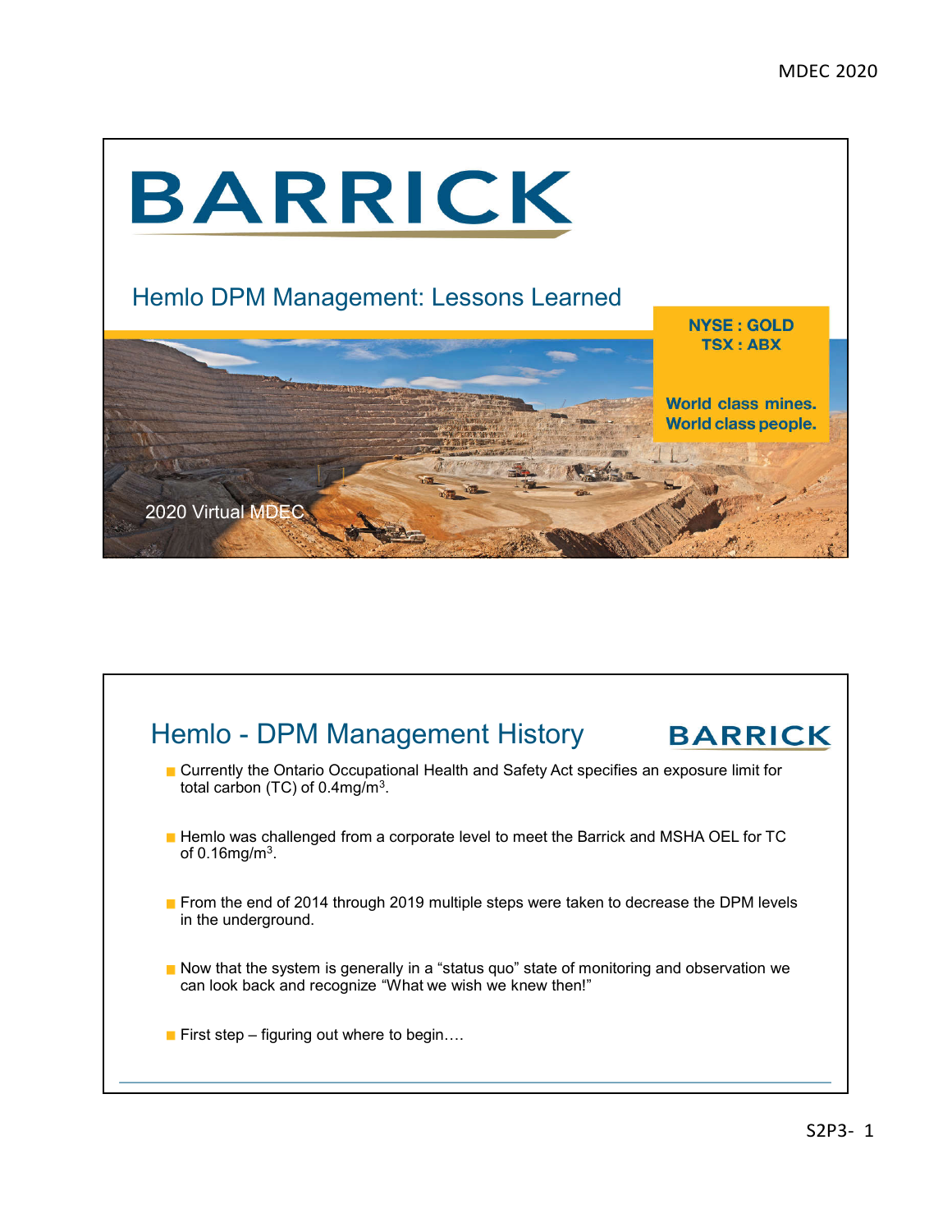# BARRICK

## Hemlo DPM Management: Lessons Learned

NYSE : GOLD
TSX : ABX

World class mines.
World class people.

2020 Virtual MDEC

## Hemlo - DPM Management History

- Currently the Ontario Occupational Health and Safety Act specifies an exposure limit for total carbon (TC) of 0.4mg/m$^3$.
- Hemlo was challenged from a corporate level to meet the Barrick and MSHA OEL for TC of 0.16mg/m$^3$.
- From the end of 2014 through 2019 multiple steps were taken to decrease the DPM levels in the underground.
- Now that the system is generally in a "status quo" state of monitoring and observation we can look back and recognize "What we wish we knew then!"
- First step – figuring out where to begin….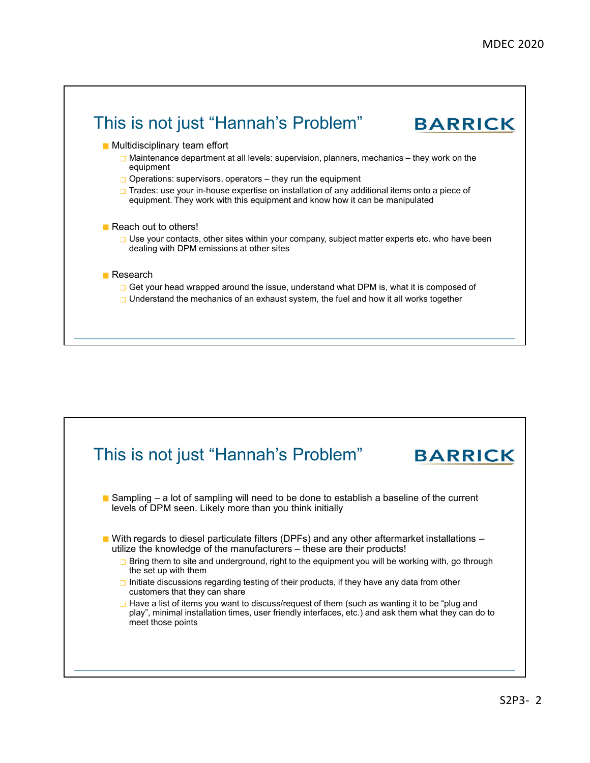## This is not just "Hannah's Problem"

BARRICK

- Multidisciplinary team effort
  - Maintenance department at all levels: supervision, planners, mechanics – they work on the equipment
  - Operations: supervisors, operators – they run the equipment
  - Trades: use your in-house expertise on installation of any additional items onto a piece of equipment. They work with this equipment and know how it can be manipulated
- Reach out to others!
  - Use your contacts, other sites within your company, subject matter experts etc. who have been dealing with DPM emissions at other sites
- Research
  - Get your head wrapped around the issue, understand what DPM is, what it is composed of
  - Understand the mechanics of an exhaust system, the fuel and how it all works together

## This is not just "Hannah's Problem"

BARRICK

- Sampling – a lot of sampling will need to be done to establish a baseline of the current levels of DPM seen. Likely more than you think initially
- With regards to diesel particulate filters (DPFs) and any other aftermarket installations – utilize the knowledge of the manufacturers – these are their products!
  - Bring them to site and underground, right to the equipment you will be working with, go through the set up with them
  - Initiate discussions regarding testing of their products, if they have any data from other customers that they can share
  - Have a list of items you want to discuss/request of them (such as wanting it to be "plug and play", minimal installation times, user friendly interfaces, etc.) and ask them what they can do to meet those points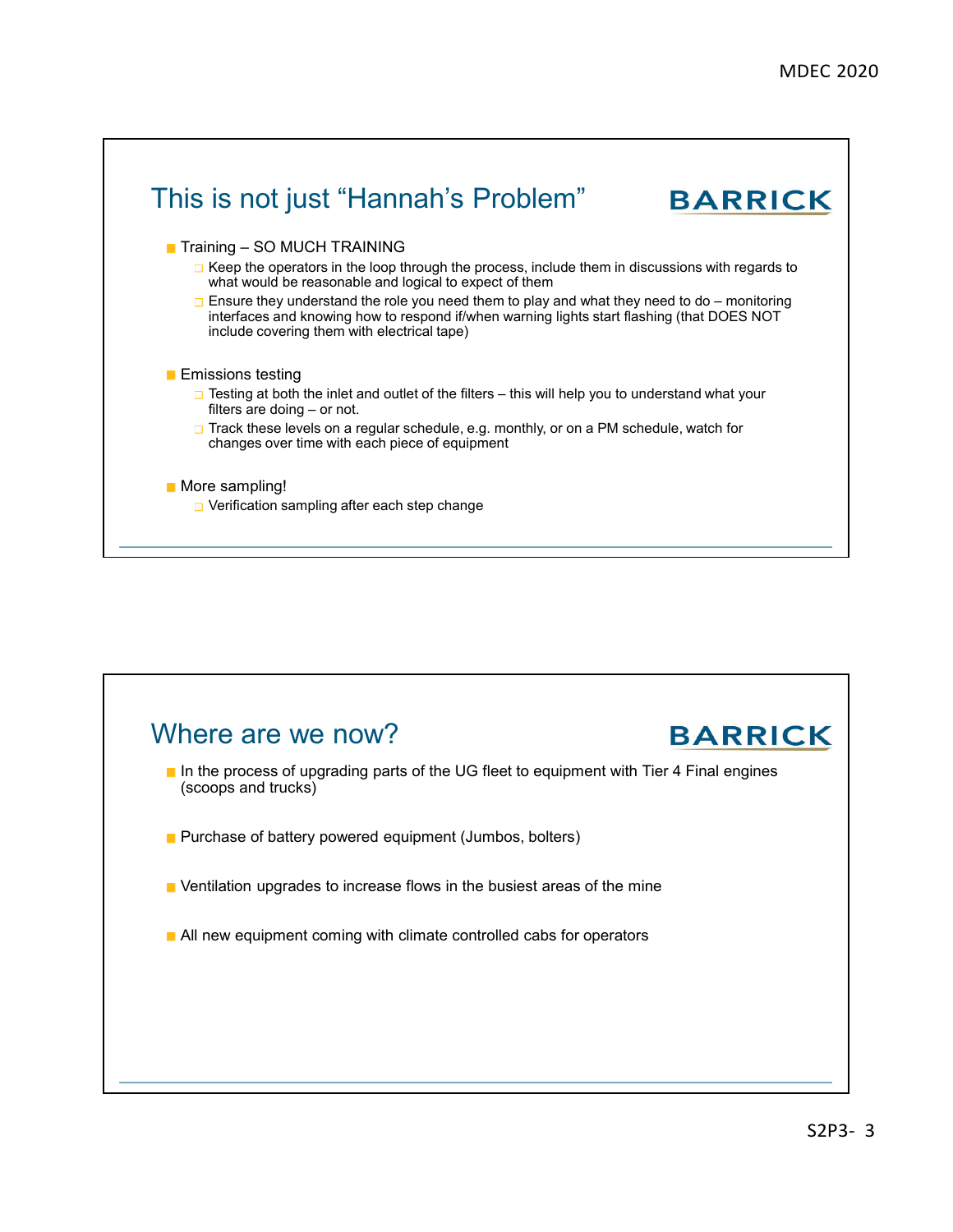## This is not just “Hannah’s Problem”

BARRICK

- Training – SO MUCH TRAINING
  - Keep the operators in the loop through the process, include them in discussions with regards to what would be reasonable and logical to expect of them
  - Ensure they understand the role you need them to play and what they need to do – monitoring interfaces and knowing how to respond if/when warning lights start flashing (that DOES NOT include covering them with electrical tape)
- Emissions testing
  - Testing at both the inlet and outlet of the filters – this will help you to understand what your filters are doing – or not.
  - Track these levels on a regular schedule, e.g. monthly, or on a PM schedule, watch for changes over time with each piece of equipment
- More sampling!
  - Verification sampling after each step change

## Where are we now?

BARRICK

- In the process of upgrading parts of the UG fleet to equipment with Tier 4 Final engines (scoops and trucks)
- Purchase of battery powered equipment (Jumbos, bolters)
- Ventilation upgrades to increase flows in the busiest areas of the mine
- All new equipment coming with climate controlled cabs for operators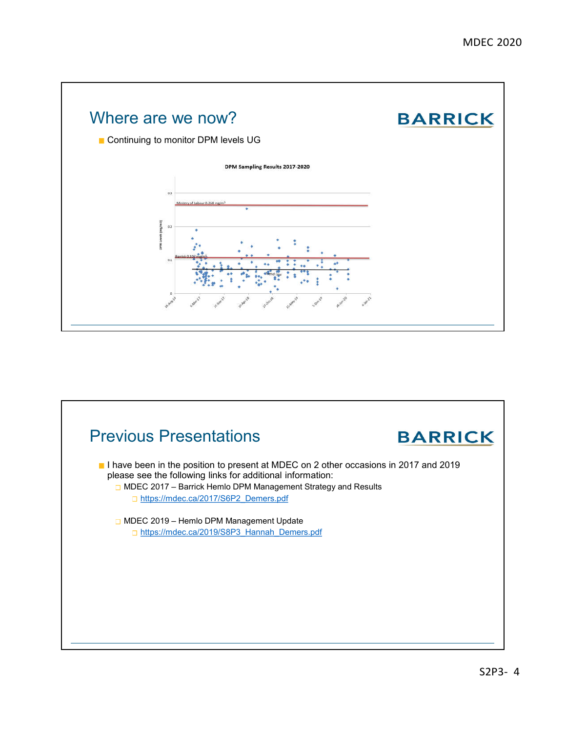## Where are we now?

BARRICK

- Continuing to monitor DPM levels UG

DPM Sampling Results 2017-2020

DPM Levels (mg/m3)

0.3

0.2

0.1

0

Ministry of Labour 0.258 mg/m³

Barrick 0.107 mg/m³

Trend line

16-Aug-16

6-Mar-17

27-Sep-17

20-Apr-18

27-Oct-18

15-May-19

1-Dec-19

18-Jun-20

4-Jan-21

## Previous Presentations

BARRICK

- I have been in the position to present at MDEC on 2 other occasions in 2017 and 2019 please see the following links for additional information:
  - MDEC 2017 – Barrick Hemlo DPM Management Strategy and Results
    - https://mdec.ca/2017/S6P2_Demers.pdf
  - MDEC 2019 – Hemlo DPM Management Update
    - https://mdec.ca/2019/S8P3_Hannah_Demers.pdf